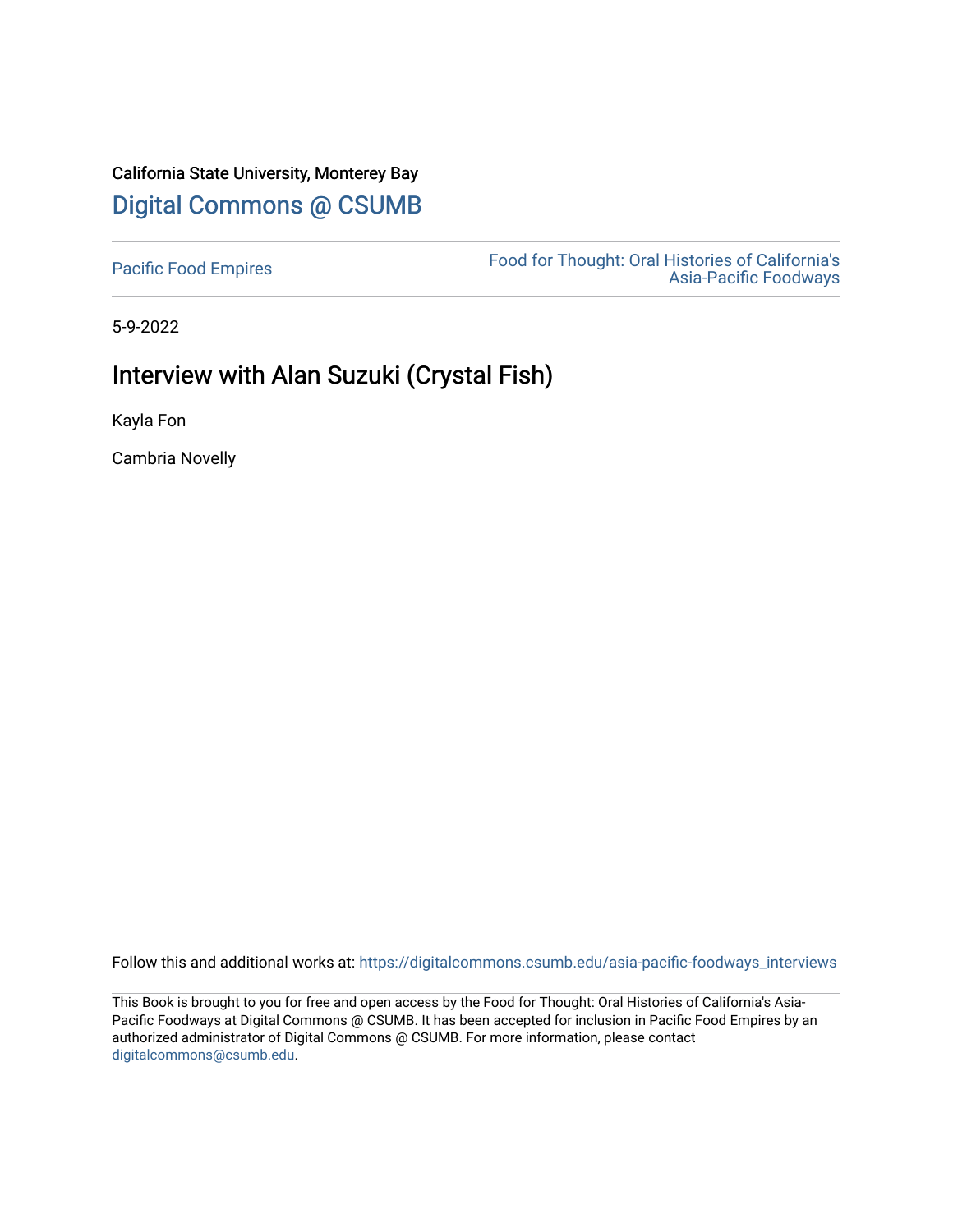California State University, Monterey Bay

Digital Commons @ CSUMB

Pacific Food Empires

Food for Thought: Oral Histories of California's Asia-Pacific Foodways

5-9-2022

# Interview with Alan Suzuki (Crystal Fish)

Kayla Fon

Cambria Novelly

Follow this and additional works at: https://digitalcommons.csumb.edu/asia-pacific-foodways_interviews

This Book is brought to you for free and open access by the Food for Thought: Oral Histories of California's Asia-Pacific Foodways at Digital Commons @ CSUMB. It has been accepted for inclusion in Pacific Food Empires by an authorized administrator of Digital Commons @ CSUMB. For more information, please contact digitalcommons@csumb.edu.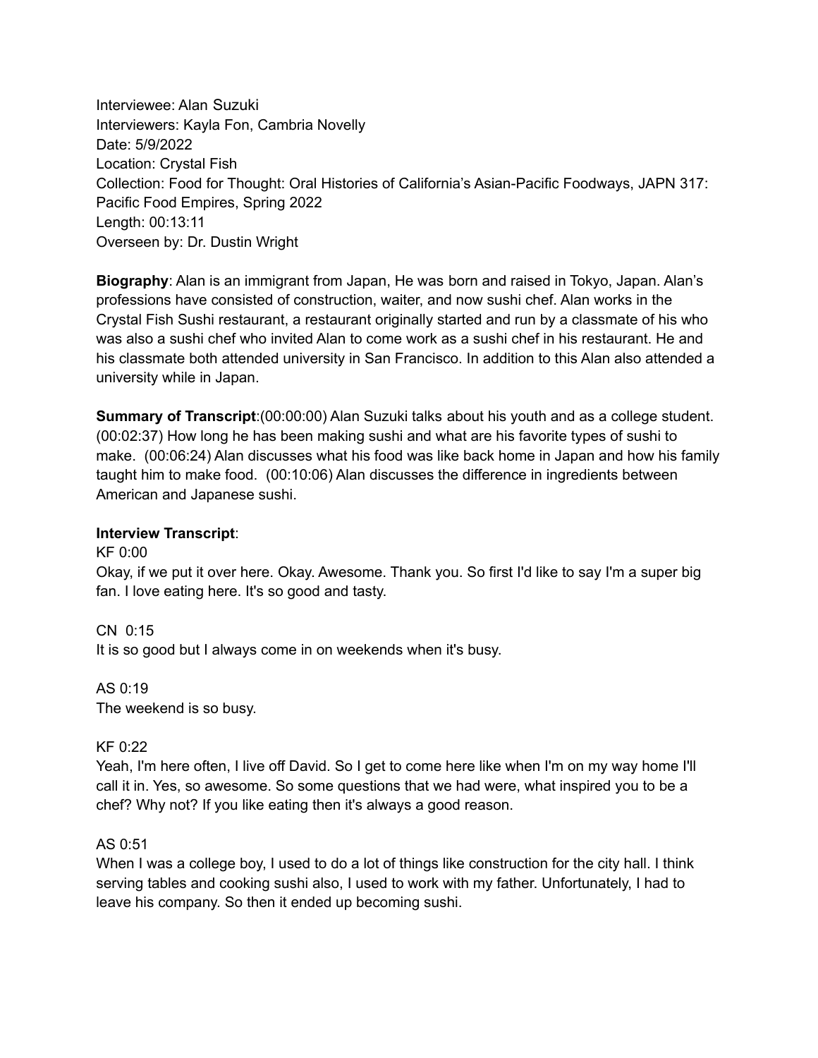Interviewee: Alan Suzuki
Interviewers: Kayla Fon, Cambria Novelly
Date: 5/9/2022
Location: Crystal Fish
Collection: Food for Thought: Oral Histories of California's Asian-Pacific Foodways, JAPN 317: Pacific Food Empires, Spring 2022
Length: 00:13:11
Overseen by: Dr. Dustin Wright

**Biography**: Alan is an immigrant from Japan, He was born and raised in Tokyo, Japan. Alan's professions have consisted of construction, waiter, and now sushi chef. Alan works in the Crystal Fish Sushi restaurant, a restaurant originally started and run by a classmate of his who was also a sushi chef who invited Alan to come work as a sushi chef in his restaurant. He and his classmate both attended university in San Francisco. In addition to this Alan also attended a university while in Japan.

**Summary of Transcript**:(00:00:00) Alan Suzuki talks about his youth and as a college student. (00:02:37) How long he has been making sushi and what are his favorite types of sushi to make. (00:06:24) Alan discusses what his food was like back home in Japan and how his family taught him to make food. (00:10:06) Alan discusses the difference in ingredients between American and Japanese sushi.

**Interview Transcript**:

KF 0:00
Okay, if we put it over here. Okay. Awesome. Thank you. So first I'd like to say I'm a super big fan. I love eating here. It's so good and tasty.

CN 0:15
It is so good but I always come in on weekends when it's busy.

AS 0:19
The weekend is so busy.

KF 0:22
Yeah, I'm here often, I live off David. So I get to come here like when I'm on my way home I'll call it in. Yes, so awesome. So some questions that we had were, what inspired you to be a chef? Why not? If you like eating then it's always a good reason.

AS 0:51
When I was a college boy, I used to do a lot of things like construction for the city hall. I think serving tables and cooking sushi also, I used to work with my father. Unfortunately, I had to leave his company. So then it ended up becoming sushi.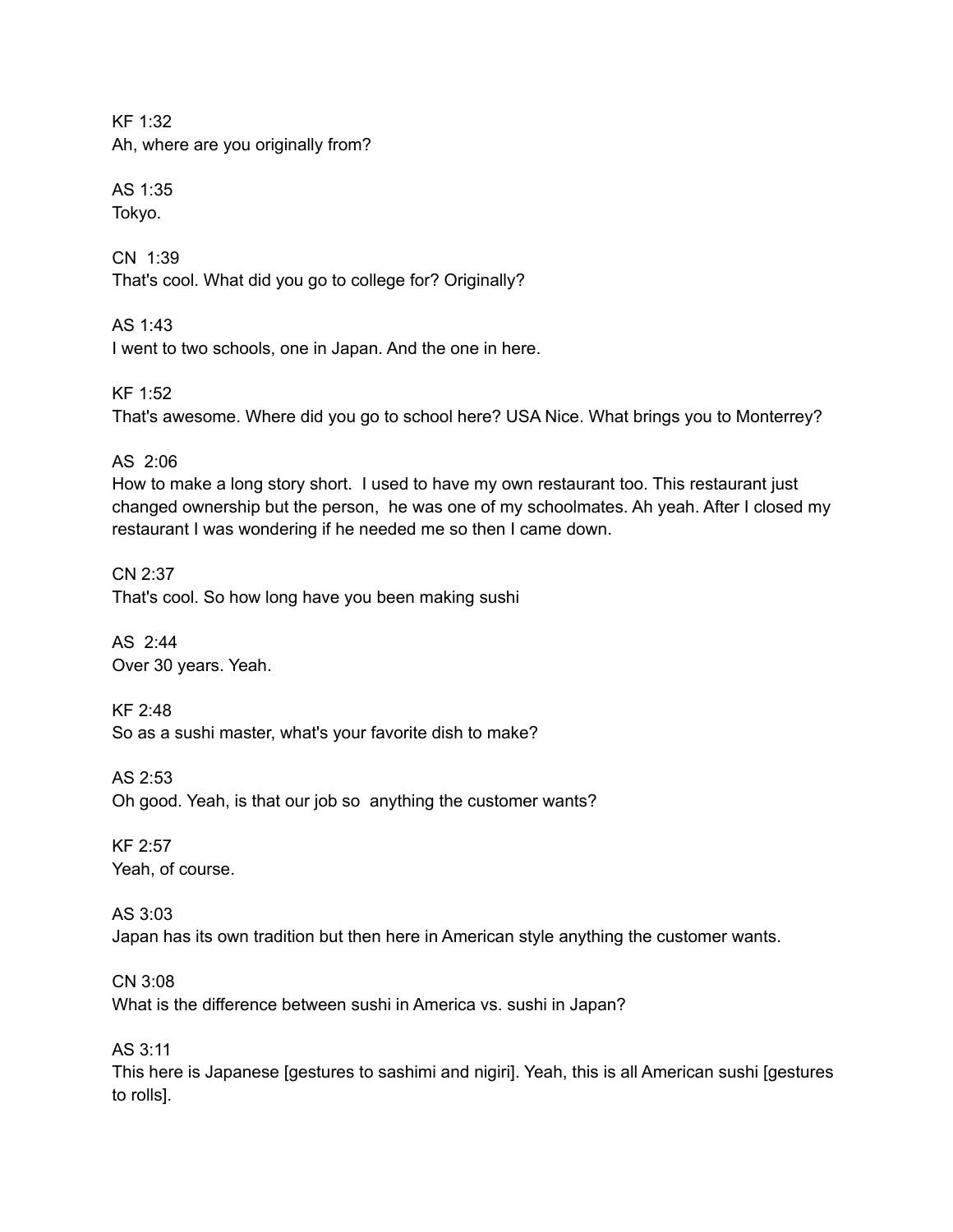KF 1:32
Ah, where are you originally from?

AS 1:35
Tokyo.

CN 1:39
That's cool. What did you go to college for? Originally?

AS 1:43
I went to two schools, one in Japan. And the one in here.

KF 1:52
That's awesome. Where did you go to school here? USA Nice. What brings you to Monterrey?

AS 2:06
How to make a long story short. I used to have my own restaurant too. This restaurant just changed ownership but the person, he was one of my schoolmates. Ah yeah. After I closed my restaurant I was wondering if he needed me so then I came down.

CN 2:37
That's cool. So how long have you been making sushi

AS 2:44
Over 30 years. Yeah.

KF 2:48
So as a sushi master, what's your favorite dish to make?

AS 2:53
Oh good. Yeah, is that our job so anything the customer wants?

KF 2:57
Yeah, of course.

AS 3:03
Japan has its own tradition but then here in American style anything the customer wants.

CN 3:08
What is the difference between sushi in America vs. sushi in Japan?

AS 3:11
This here is Japanese [gestures to sashimi and nigiri]. Yeah, this is all American sushi [gestures to rolls].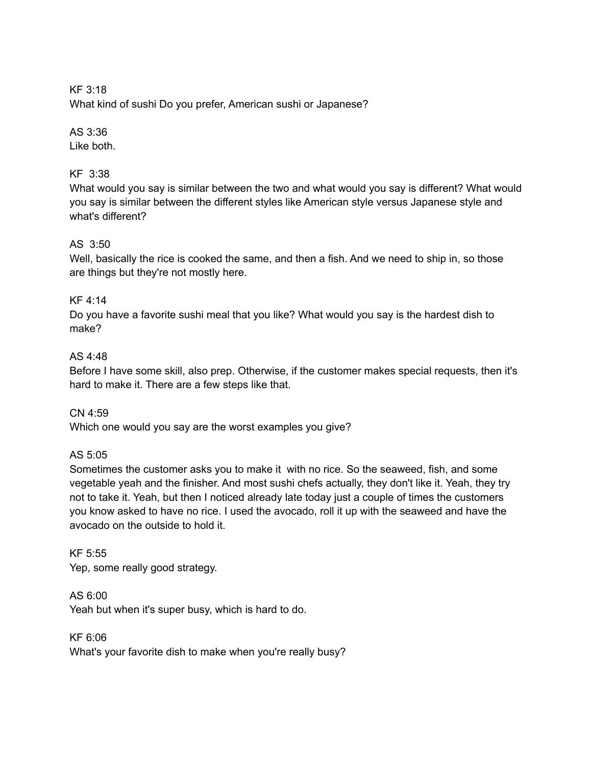KF 3:18
What kind of sushi Do you prefer, American sushi or Japanese?

AS 3:36
Like both.

KF 3:38
What would you say is similar between the two and what would you say is different? What would you say is similar between the different styles like American style versus Japanese style and what's different?

AS 3:50
Well, basically the rice is cooked the same, and then a fish. And we need to ship in, so those are things but they're not mostly here.

KF 4:14
Do you have a favorite sushi meal that you like? What would you say is the hardest dish to make?

AS 4:48
Before I have some skill, also prep. Otherwise, if the customer makes special requests, then it's hard to make it. There are a few steps like that.

CN 4:59
Which one would you say are the worst examples you give?

AS 5:05
Sometimes the customer asks you to make it with no rice. So the seaweed, fish, and some vegetable yeah and the finisher. And most sushi chefs actually, they don't like it. Yeah, they try not to take it. Yeah, but then I noticed already late today just a couple of times the customers you know asked to have no rice. I used the avocado, roll it up with the seaweed and have the avocado on the outside to hold it.

KF 5:55
Yep, some really good strategy.

AS 6:00
Yeah but when it's super busy, which is hard to do.

KF 6:06
What's your favorite dish to make when you're really busy?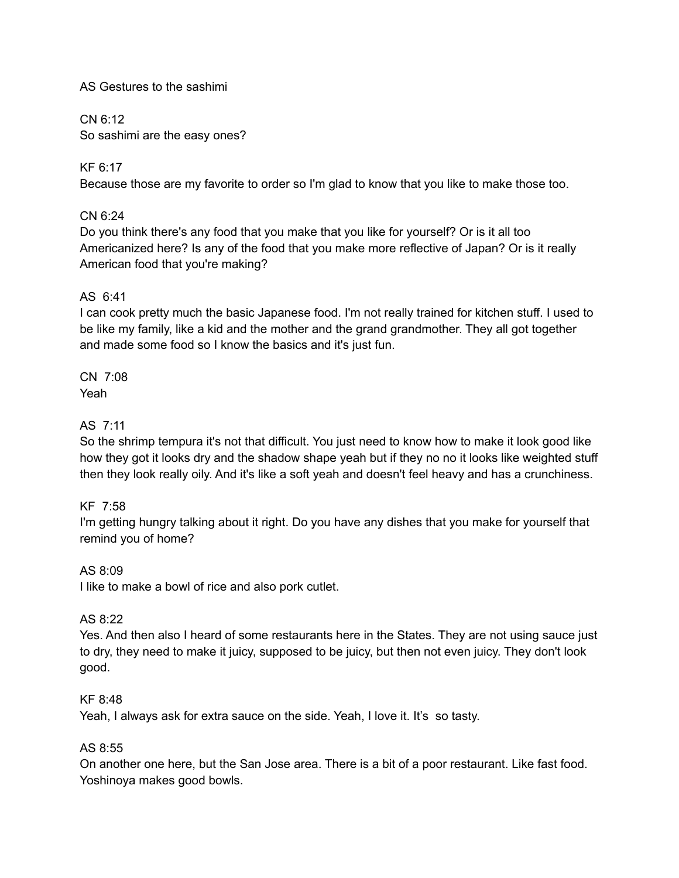AS Gestures to the sashimi

CN 6:12
So sashimi are the easy ones?

KF 6:17
Because those are my favorite to order so I'm glad to know that you like to make those too.

CN 6:24
Do you think there's any food that you make that you like for yourself? Or is it all too Americanized here? Is any of the food that you make more reflective of Japan? Or is it really American food that you're making?

AS 6:41
I can cook pretty much the basic Japanese food. I'm not really trained for kitchen stuff. I used to be like my family, like a kid and the mother and the grand grandmother. They all got together and made some food so I know the basics and it's just fun.

CN 7:08
Yeah

AS 7:11
So the shrimp tempura it's not that difficult. You just need to know how to make it look good like how they got it looks dry and the shadow shape yeah but if they no no it looks like weighted stuff then they look really oily. And it's like a soft yeah and doesn't feel heavy and has a crunchiness.

KF 7:58
I'm getting hungry talking about it right. Do you have any dishes that you make for yourself that remind you of home?

AS 8:09
I like to make a bowl of rice and also pork cutlet.

AS 8:22
Yes. And then also I heard of some restaurants here in the States. They are not using sauce just to dry, they need to make it juicy, supposed to be juicy, but then not even juicy. They don't look good.

KF 8:48
Yeah, I always ask for extra sauce on the side. Yeah, I love it. It's so tasty.

AS 8:55
On another one here, but the San Jose area. There is a bit of a poor restaurant. Like fast food. Yoshinoya makes good bowls.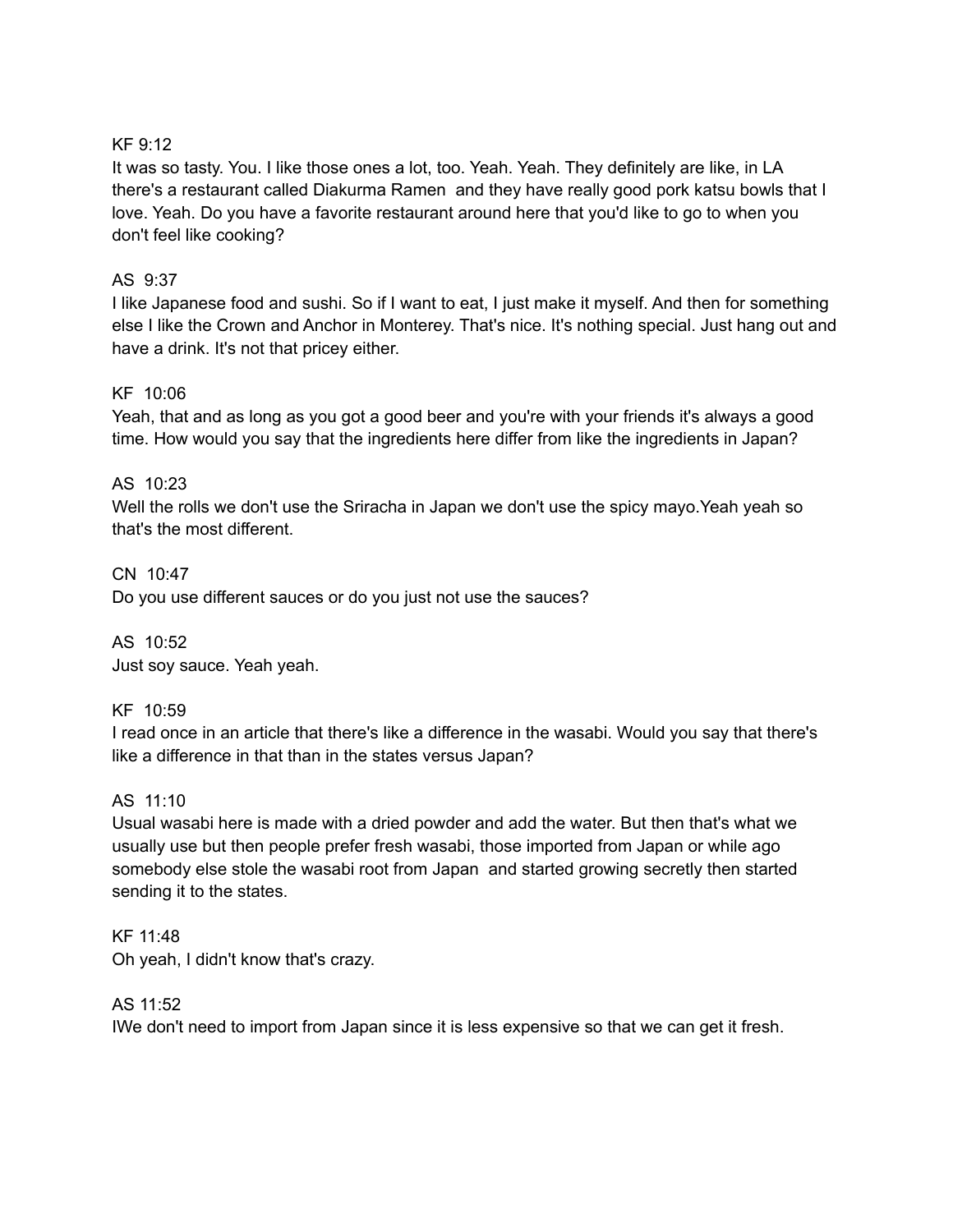KF 9:12

It was so tasty. You. I like those ones a lot, too. Yeah. Yeah. They definitely are like, in LA there's a restaurant called Diakurma Ramen and they have really good pork katsu bowls that I love. Yeah. Do you have a favorite restaurant around here that you'd like to go to when you don't feel like cooking?

AS 9:37

I like Japanese food and sushi. So if I want to eat, I just make it myself. And then for something else I like the Crown and Anchor in Monterey. That's nice. It's nothing special. Just hang out and have a drink. It's not that pricey either.

KF 10:06

Yeah, that and as long as you got a good beer and you're with your friends it's always a good time. How would you say that the ingredients here differ from like the ingredients in Japan?

AS 10:23

Well the rolls we don't use the Sriracha in Japan we don't use the spicy mayo.Yeah yeah so that's the most different.

CN 10:47

Do you use different sauces or do you just not use the sauces?

AS 10:52

Just soy sauce. Yeah yeah.

KF 10:59

I read once in an article that there's like a difference in the wasabi. Would you say that there's like a difference in that than in the states versus Japan?

AS 11:10

Usual wasabi here is made with a dried powder and add the water. But then that's what we usually use but then people prefer fresh wasabi, those imported from Japan or while ago somebody else stole the wasabi root from Japan and started growing secretly then started sending it to the states.

KF 11:48

Oh yeah, I didn't know that's crazy.

AS 11:52

IWe don't need to import from Japan since it is less expensive so that we can get it fresh.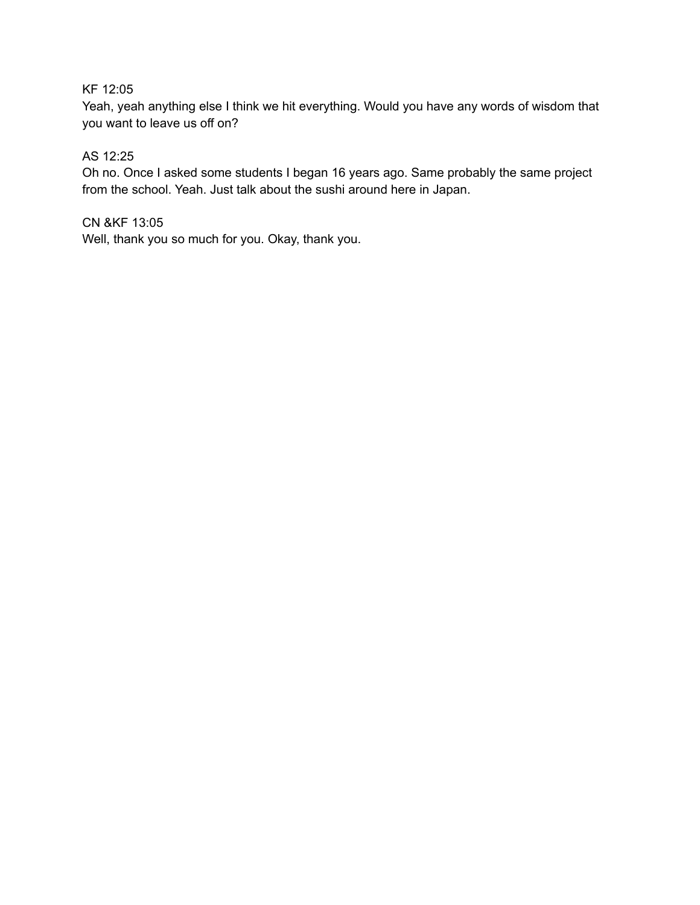KF 12:05

Yeah, yeah anything else I think we hit everything. Would you have any words of wisdom that you want to leave us off on?

AS 12:25

Oh no. Once I asked some students I began 16 years ago. Same probably the same project from the school. Yeah. Just talk about the sushi around here in Japan.

CN &KF 13:05

Well, thank you so much for you. Okay, thank you.